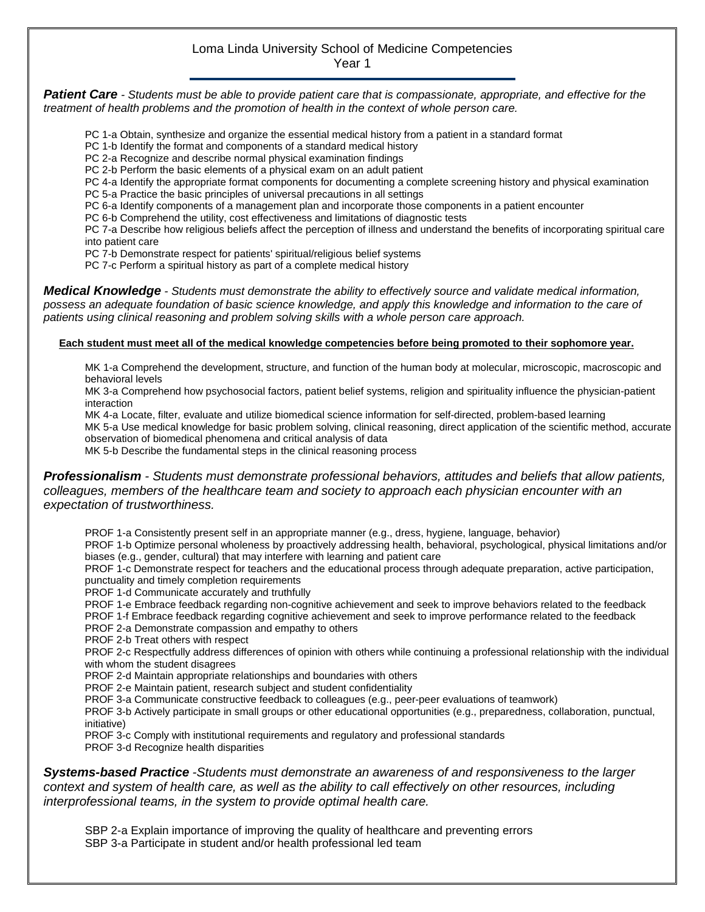# Loma Linda University School of Medicine Competencies

Year 1

***Patient Care*** *- Students must be able to provide patient care that is compassionate, appropriate, and effective for the treatment of health problems and the promotion of health in the context of whole person care.*

- PC 1-a Obtain, synthesize and organize the essential medical history from a patient in a standard format
- PC 1-b Identify the format and components of a standard medical history
- PC 2-a Recognize and describe normal physical examination findings
- PC 2-b Perform the basic elements of a physical exam on an adult patient
- PC 4-a Identify the appropriate format components for documenting a complete screening history and physical examination
- PC 5-a Practice the basic principles of universal precautions in all settings
- PC 6-a Identify components of a management plan and incorporate those components in a patient encounter
- PC 6-b Comprehend the utility, cost effectiveness and limitations of diagnostic tests
- PC 7-a Describe how religious beliefs affect the perception of illness and understand the benefits of incorporating spiritual care into patient care
- PC 7-b Demonstrate respect for patients' spiritual/religious belief systems
- PC 7-c Perform a spiritual history as part of a complete medical history

***Medical Knowledge*** *- Students must demonstrate the ability to effectively source and validate medical information, possess an adequate foundation of basic science knowledge, and apply this knowledge and information to the care of patients using clinical reasoning and problem solving skills with a whole person care approach.*

**Each student must meet all of the medical knowledge competencies before being promoted to their sophomore year.**

- MK 1-a Comprehend the development, structure, and function of the human body at molecular, microscopic, macroscopic and behavioral levels
- MK 3-a Comprehend how psychosocial factors, patient belief systems, religion and spirituality influence the physician-patient interaction
- MK 4-a Locate, filter, evaluate and utilize biomedical science information for self-directed, problem-based learning
- MK 5-a Use medical knowledge for basic problem solving, clinical reasoning, direct application of the scientific method, accurate observation of biomedical phenomena and critical analysis of data
- MK 5-b Describe the fundamental steps in the clinical reasoning process

***Professionalism*** *- Students must demonstrate professional behaviors, attitudes and beliefs that allow patients, colleagues, members of the healthcare team and society to approach each physician encounter with an expectation of trustworthiness.*

- PROF 1-a Consistently present self in an appropriate manner (e.g., dress, hygiene, language, behavior)
- PROF 1-b Optimize personal wholeness by proactively addressing health, behavioral, psychological, physical limitations and/or biases (e.g., gender, cultural) that may interfere with learning and patient care
- PROF 1-c Demonstrate respect for teachers and the educational process through adequate preparation, active participation, punctuality and timely completion requirements
- PROF 1-d Communicate accurately and truthfully
- PROF 1-e Embrace feedback regarding non-cognitive achievement and seek to improve behaviors related to the feedback
- PROF 1-f Embrace feedback regarding cognitive achievement and seek to improve performance related to the feedback
- PROF 2-a Demonstrate compassion and empathy to others
- PROF 2-b Treat others with respect
- PROF 2-c Respectfully address differences of opinion with others while continuing a professional relationship with the individual with whom the student disagrees
- PROF 2-d Maintain appropriate relationships and boundaries with others
- PROF 2-e Maintain patient, research subject and student confidentiality
- PROF 3-a Communicate constructive feedback to colleagues (e.g., peer-peer evaluations of teamwork)
- PROF 3-b Actively participate in small groups or other educational opportunities (e.g., preparedness, collaboration, punctual, initiative)
- PROF 3-c Comply with institutional requirements and regulatory and professional standards
- PROF 3-d Recognize health disparities

***Systems-based Practice*** *-Students must demonstrate an awareness of and responsiveness to the larger context and system of health care, as well as the ability to call effectively on other resources, including interprofessional teams, in the system to provide optimal health care.*

- SBP 2-a Explain importance of improving the quality of healthcare and preventing errors
- SBP 3-a Participate in student and/or health professional led team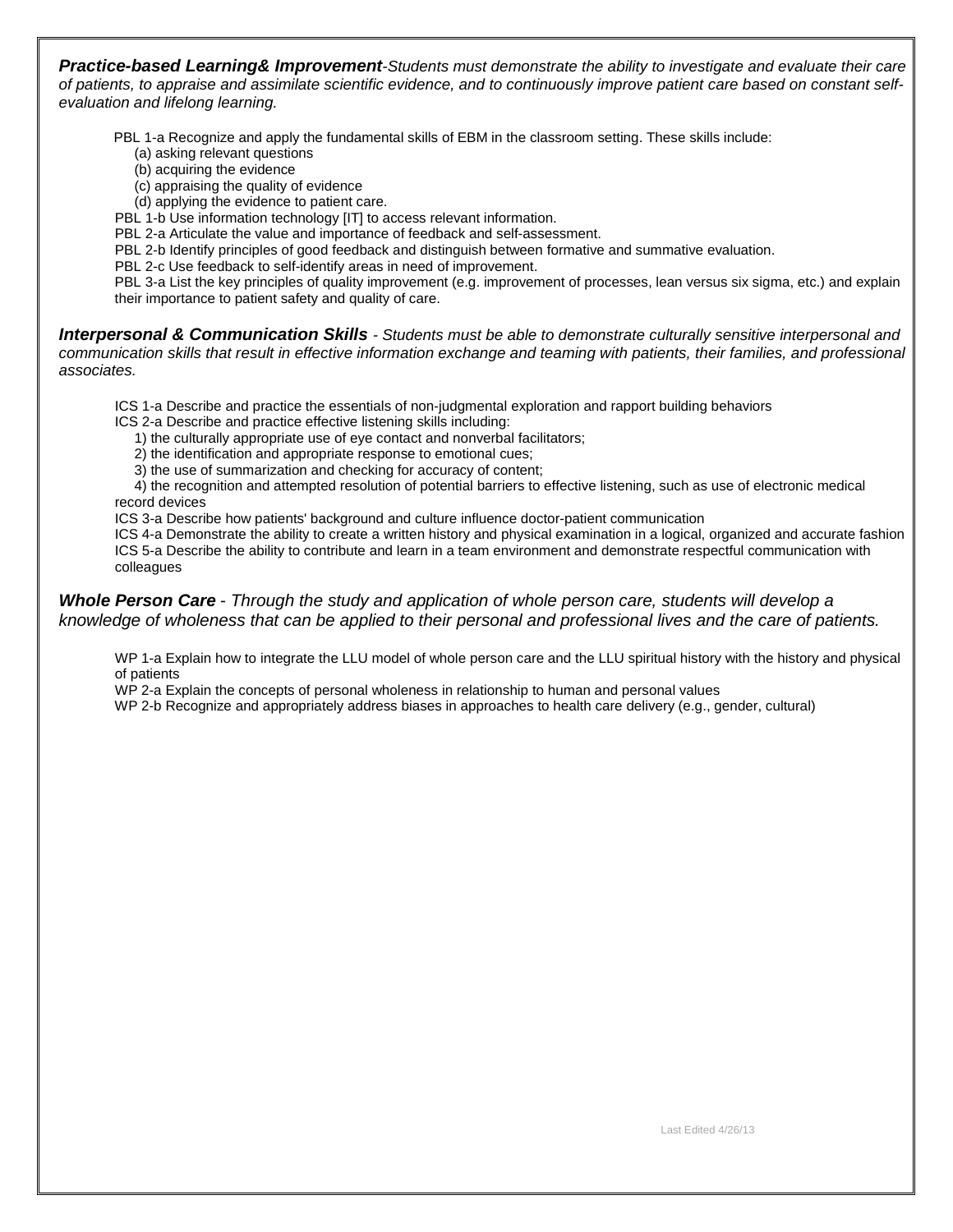***Practice-based Learning& Improvement****-Students must demonstrate the ability to investigate and evaluate their care of patients, to appraise and assimilate scientific evidence, and to continuously improve patient care based on constant self-evaluation and lifelong learning.*

PBL 1-a Recognize and apply the fundamental skills of EBM in the classroom setting. These skills include:
(a) asking relevant questions
(b) acquiring the evidence
(c) appraising the quality of evidence
(d) applying the evidence to patient care.

PBL 1-b Use information technology [IT] to access relevant information.

PBL 2-a Articulate the value and importance of feedback and self-assessment.

PBL 2-b Identify principles of good feedback and distinguish between formative and summative evaluation.

PBL 2-c Use feedback to self-identify areas in need of improvement.

PBL 3-a List the key principles of quality improvement (e.g. improvement of processes, lean versus six sigma, etc.) and explain their importance to patient safety and quality of care.

***Interpersonal & Communication Skills*** *- Students must be able to demonstrate culturally sensitive interpersonal and communication skills that result in effective information exchange and teaming with patients, their families, and professional associates.*

ICS 1-a Describe and practice the essentials of non-judgmental exploration and rapport building behaviors

ICS 2-a Describe and practice effective listening skills including:
1) the culturally appropriate use of eye contact and nonverbal facilitators;
2) the identification and appropriate response to emotional cues;
3) the use of summarization and checking for accuracy of content;
4) the recognition and attempted resolution of potential barriers to effective listening, such as use of electronic medical record devices

ICS 3-a Describe how patients' background and culture influence doctor-patient communication

ICS 4-a Demonstrate the ability to create a written history and physical examination in a logical, organized and accurate fashion

ICS 5-a Describe the ability to contribute and learn in a team environment and demonstrate respectful communication with colleagues

***Whole Person Care*** *- Through the study and application of whole person care, students will develop a knowledge of wholeness that can be applied to their personal and professional lives and the care of patients.*

WP 1-a Explain how to integrate the LLU model of whole person care and the LLU spiritual history with the history and physical of patients

WP 2-a Explain the concepts of personal wholeness in relationship to human and personal values

WP 2-b Recognize and appropriately address biases in approaches to health care delivery (e.g., gender, cultural)

Last Edited 4/26/13